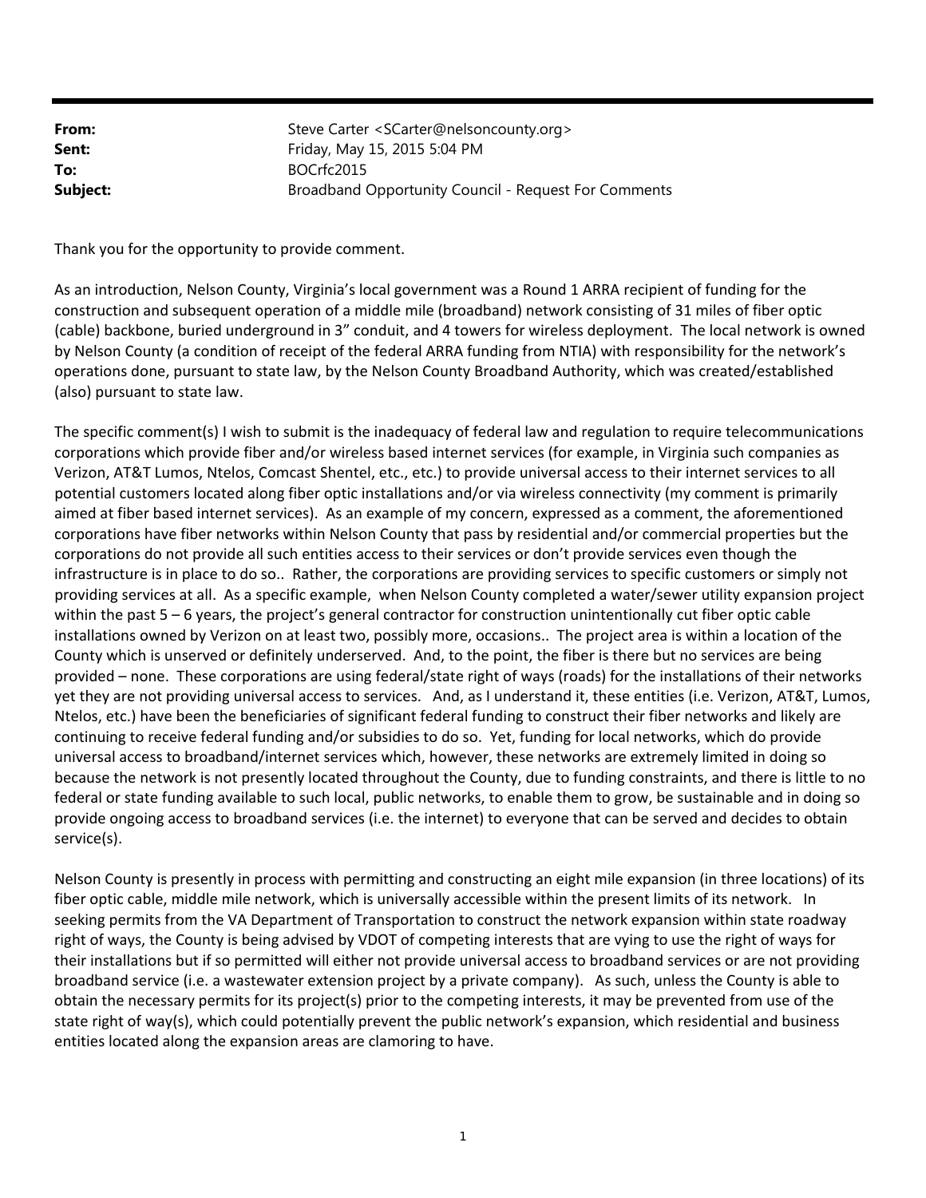**From:** Steve Carter <SCarter@nelsoncounty.org>
**Sent:** Friday, May 15, 2015 5:04 PM
**To:** BOCrfc2015
**Subject:** Broadband Opportunity Council - Request For Comments

Thank you for the opportunity to provide comment.

As an introduction, Nelson County, Virginia's local government was a Round 1 ARRA recipient of funding for the construction and subsequent operation of a middle mile (broadband) network consisting of 31 miles of fiber optic (cable) backbone, buried underground in 3" conduit, and 4 towers for wireless deployment. The local network is owned by Nelson County (a condition of receipt of the federal ARRA funding from NTIA) with responsibility for the network's operations done, pursuant to state law, by the Nelson County Broadband Authority, which was created/established (also) pursuant to state law.

The specific comment(s) I wish to submit is the inadequacy of federal law and regulation to require telecommunications corporations which provide fiber and/or wireless based internet services (for example, in Virginia such companies as Verizon, AT&T Lumos, Ntelos, Comcast Shentel, etc., etc.) to provide universal access to their internet services to all potential customers located along fiber optic installations and/or via wireless connectivity (my comment is primarily aimed at fiber based internet services). As an example of my concern, expressed as a comment, the aforementioned corporations have fiber networks within Nelson County that pass by residential and/or commercial properties but the corporations do not provide all such entities access to their services or don't provide services even though the infrastructure is in place to do so.. Rather, the corporations are providing services to specific customers or simply not providing services at all. As a specific example, when Nelson County completed a water/sewer utility expansion project within the past 5 – 6 years, the project's general contractor for construction unintentionally cut fiber optic cable installations owned by Verizon on at least two, possibly more, occasions.. The project area is within a location of the County which is unserved or definitely underserved. And, to the point, the fiber is there but no services are being provided – none. These corporations are using federal/state right of ways (roads) for the installations of their networks yet they are not providing universal access to services. And, as I understand it, these entities (i.e. Verizon, AT&T, Lumos, Ntelos, etc.) have been the beneficiaries of significant federal funding to construct their fiber networks and likely are continuing to receive federal funding and/or subsidies to do so. Yet, funding for local networks, which do provide universal access to broadband/internet services which, however, these networks are extremely limited in doing so because the network is not presently located throughout the County, due to funding constraints, and there is little to no federal or state funding available to such local, public networks, to enable them to grow, be sustainable and in doing so provide ongoing access to broadband services (i.e. the internet) to everyone that can be served and decides to obtain service(s).

Nelson County is presently in process with permitting and constructing an eight mile expansion (in three locations) of its fiber optic cable, middle mile network, which is universally accessible within the present limits of its network. In seeking permits from the VA Department of Transportation to construct the network expansion within state roadway right of ways, the County is being advised by VDOT of competing interests that are vying to use the right of ways for their installations but if so permitted will either not provide universal access to broadband services or are not providing broadband service (i.e. a wastewater extension project by a private company). As such, unless the County is able to obtain the necessary permits for its project(s) prior to the competing interests, it may be prevented from use of the state right of way(s), which could potentially prevent the public network's expansion, which residential and business entities located along the expansion areas are clamoring to have.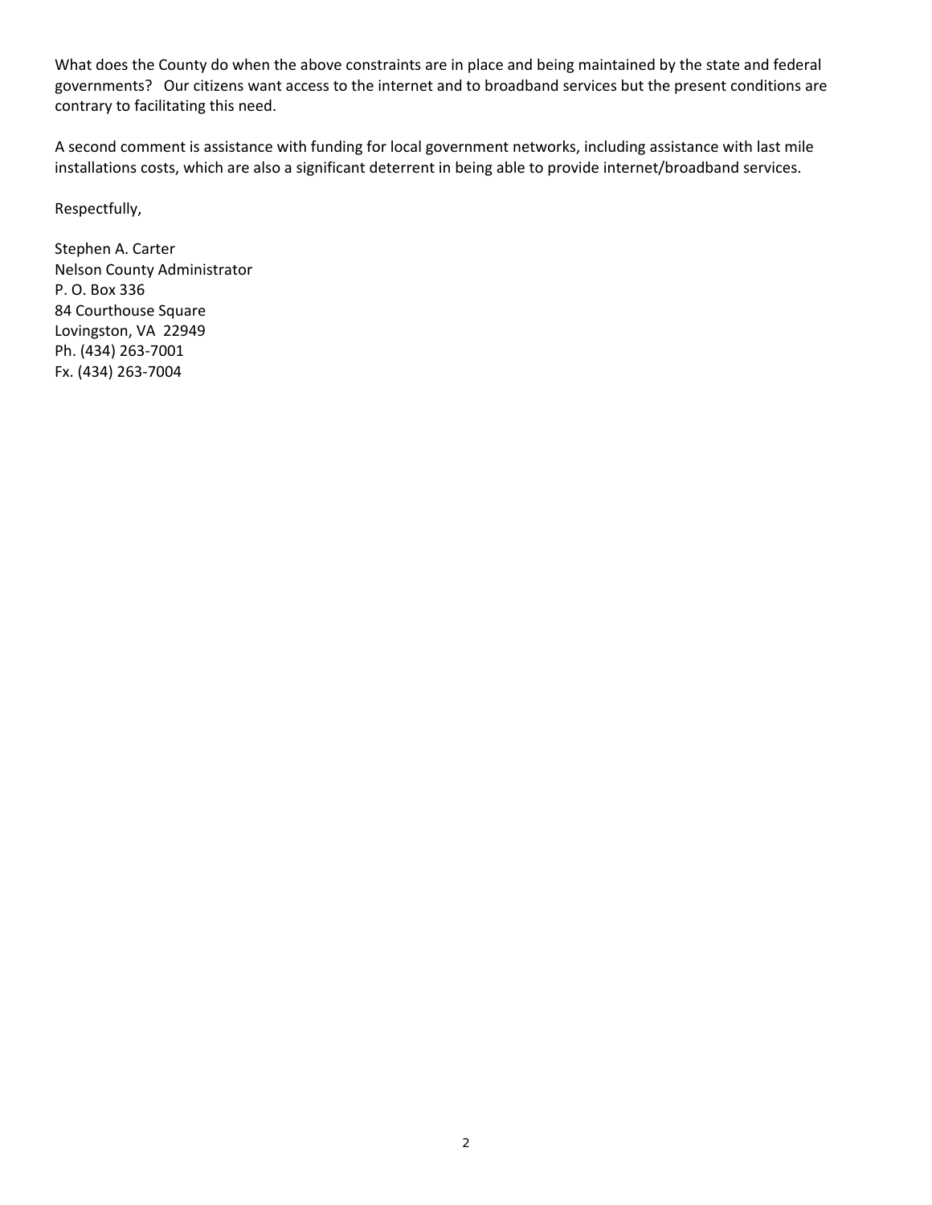What does the County do when the above constraints are in place and being maintained by the state and federal governments? Our citizens want access to the internet and to broadband services but the present conditions are contrary to facilitating this need.

A second comment is assistance with funding for local government networks, including assistance with last mile installations costs, which are also a significant deterrent in being able to provide internet/broadband services.

Respectfully,

Stephen A. Carter
Nelson County Administrator
P. O. Box 336
84 Courthouse Square
Lovingston, VA 22949
Ph. (434) 263-7001
Fx. (434) 263-7004